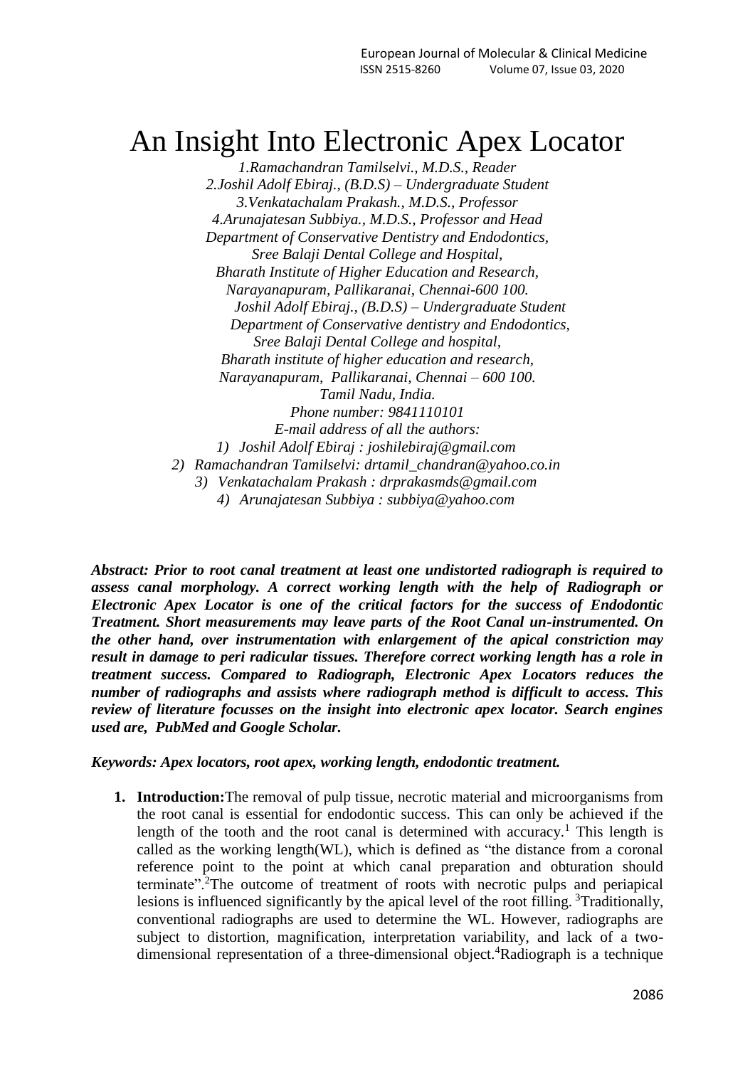# An Insight Into Electronic Apex Locator

*1.Ramachandran Tamilselvi., M.D.S., Reader*
*2.Joshil Adolf Ebiraj., (B.D.S) – Undergraduate Student*
*3.Venkatachalam Prakash., M.D.S., Professor*
*4.Arunajatesan Subbiya., M.D.S., Professor and Head*
*Department of Conservative Dentistry and Endodontics,*
*Sree Balaji Dental College and Hospital,*
*Bharath Institute of Higher Education and Research,*
*Narayanapuram, Pallikaranai, Chennai-600 100.*
*Joshil Adolf Ebiraj., (B.D.S) – Undergraduate Student*
*Department of Conservative dentistry and Endodontics,*
*Sree Balaji Dental College and hospital,*
*Bharath institute of higher education and research,*
*Narayanapuram, Pallikaranai, Chennai – 600 100.*
*Tamil Nadu, India.*
*Phone number: 9841110101*
*E-mail address of all the authors:*

1) *Joshil Adolf Ebiraj : joshilebiraj@gmail.com*
2) *Ramachandran Tamilselvi: drtamil_chandran@yahoo.co.in*
3) *Venkatachalam Prakash : drprakasmds@gmail.com*
4) *Arunajatesan Subbiya : subbiya@yahoo.com*

***Abstract: Prior to root canal treatment at least one undistorted radiograph is required to assess canal morphology. A correct working length with the help of Radiograph or Electronic Apex Locator is one of the critical factors for the success of Endodontic Treatment. Short measurements may leave parts of the Root Canal un-instrumented. On the other hand, over instrumentation with enlargement of the apical constriction may result in damage to peri radicular tissues. Therefore correct working length has a role in treatment success. Compared to Radiograph, Electronic Apex Locators reduces the number of radiographs and assists where radiograph method is difficult to access. This review of literature focusses on the insight into electronic apex locator. Search engines used are, PubMed and Google Scholar.***

***Keywords: Apex locators, root apex, working length, endodontic treatment.***

1. **Introduction:** The removal of pulp tissue, necrotic material and microorganisms from the root canal is essential for endodontic success. This can only be achieved if the length of the tooth and the root canal is determined with accuracy.[1] This length is called as the working length(WL), which is defined as "the distance from a coronal reference point to the point at which canal preparation and obturation should terminate".[2] The outcome of treatment of roots with necrotic pulps and periapical lesions is influenced significantly by the apical level of the root filling. [3] Traditionally, conventional radiographs are used to determine the WL. However, radiographs are subject to distortion, magnification, interpretation variability, and lack of a two-dimensional representation of a three-dimensional object.[4] Radiograph is a technique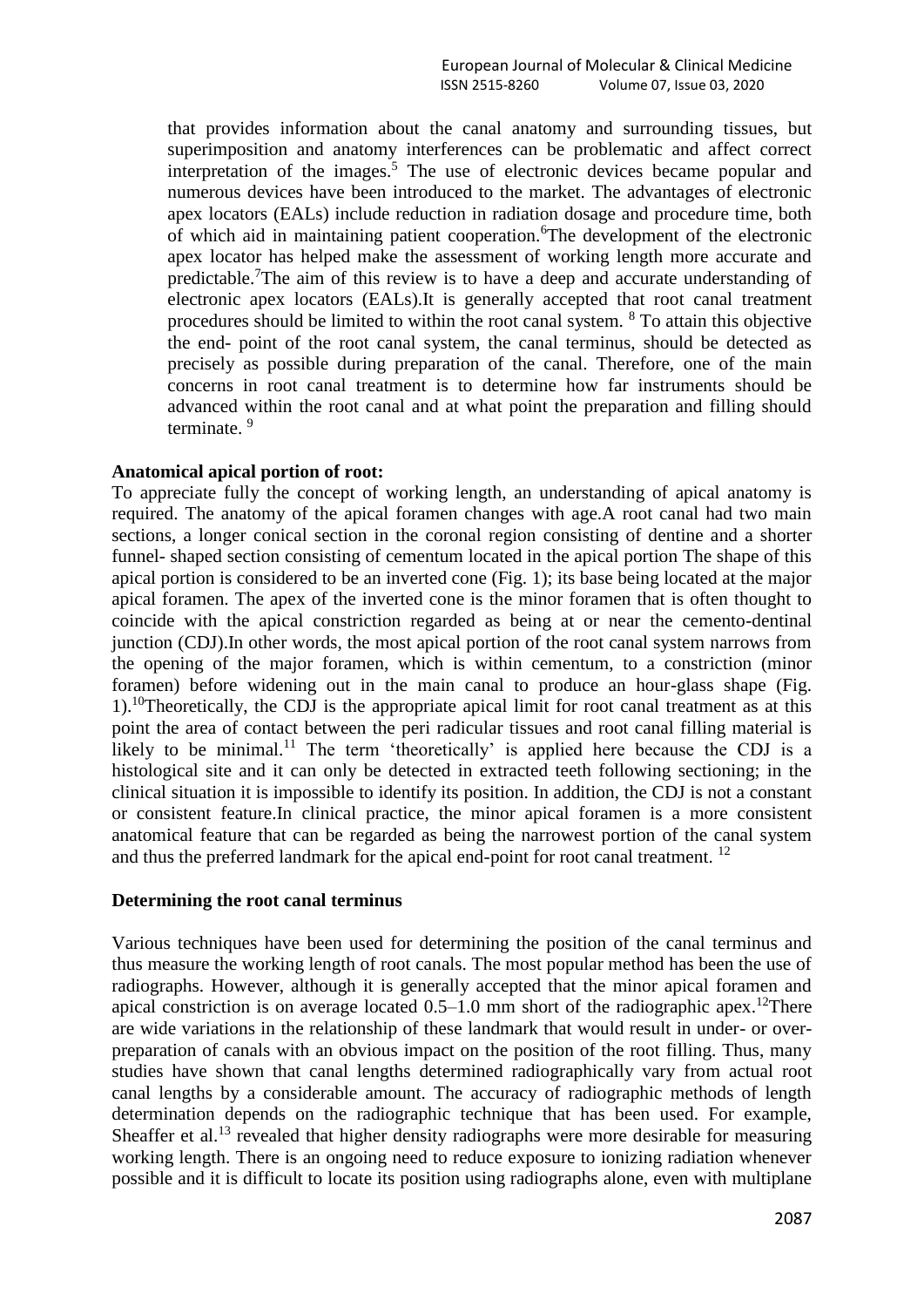that provides information about the canal anatomy and surrounding tissues, but superimposition and anatomy interferences can be problematic and affect correct interpretation of the images.[5] The use of electronic devices became popular and numerous devices have been introduced to the market. The advantages of electronic apex locators (EALs) include reduction in radiation dosage and procedure time, both of which aid in maintaining patient cooperation.[6]The development of the electronic apex locator has helped make the assessment of working length more accurate and predictable.[7]The aim of this review is to have a deep and accurate understanding of electronic apex locators (EALs).It is generally accepted that root canal treatment procedures should be limited to within the root canal system. [8] To attain this objective the end- point of the root canal system, the canal terminus, should be detected as precisely as possible during preparation of the canal. Therefore, one of the main concerns in root canal treatment is to determine how far instruments should be advanced within the root canal and at what point the preparation and filling should terminate. [9]

**Anatomical apical portion of root:**

To appreciate fully the concept of working length, an understanding of apical anatomy is required. The anatomy of the apical foramen changes with age.A root canal had two main sections, a longer conical section in the coronal region consisting of dentine and a shorter funnel- shaped section consisting of cementum located in the apical portion The shape of this apical portion is considered to be an inverted cone (Fig. 1); its base being located at the major apical foramen. The apex of the inverted cone is the minor foramen that is often thought to coincide with the apical constriction regarded as being at or near the cemento-dentinal junction (CDJ).In other words, the most apical portion of the root canal system narrows from the opening of the major foramen, which is within cementum, to a constriction (minor foramen) before widening out in the main canal to produce an hour-glass shape (Fig. 1).[10]Theoretically, the CDJ is the appropriate apical limit for root canal treatment as at this point the area of contact between the peri radicular tissues and root canal filling material is likely to be minimal.[11] The term 'theoretically' is applied here because the CDJ is a histological site and it can only be detected in extracted teeth following sectioning; in the clinical situation it is impossible to identify its position. In addition, the CDJ is not a constant or consistent feature.In clinical practice, the minor apical foramen is a more consistent anatomical feature that can be regarded as being the narrowest portion of the canal system and thus the preferred landmark for the apical end-point for root canal treatment. [12]

**Determining the root canal terminus**

Various techniques have been used for determining the position of the canal terminus and thus measure the working length of root canals. The most popular method has been the use of radiographs. However, although it is generally accepted that the minor apical foramen and apical constriction is on average located 0.5–1.0 mm short of the radiographic apex.[12]There are wide variations in the relationship of these landmark that would result in under- or over-preparation of canals with an obvious impact on the position of the root filling. Thus, many studies have shown that canal lengths determined radiographically vary from actual root canal lengths by a considerable amount. The accuracy of radiographic methods of length determination depends on the radiographic technique that has been used. For example, Sheaffer et al.[13] revealed that higher density radiographs were more desirable for measuring working length. There is an ongoing need to reduce exposure to ionizing radiation whenever possible and it is difficult to locate its position using radiographs alone, even with multiplane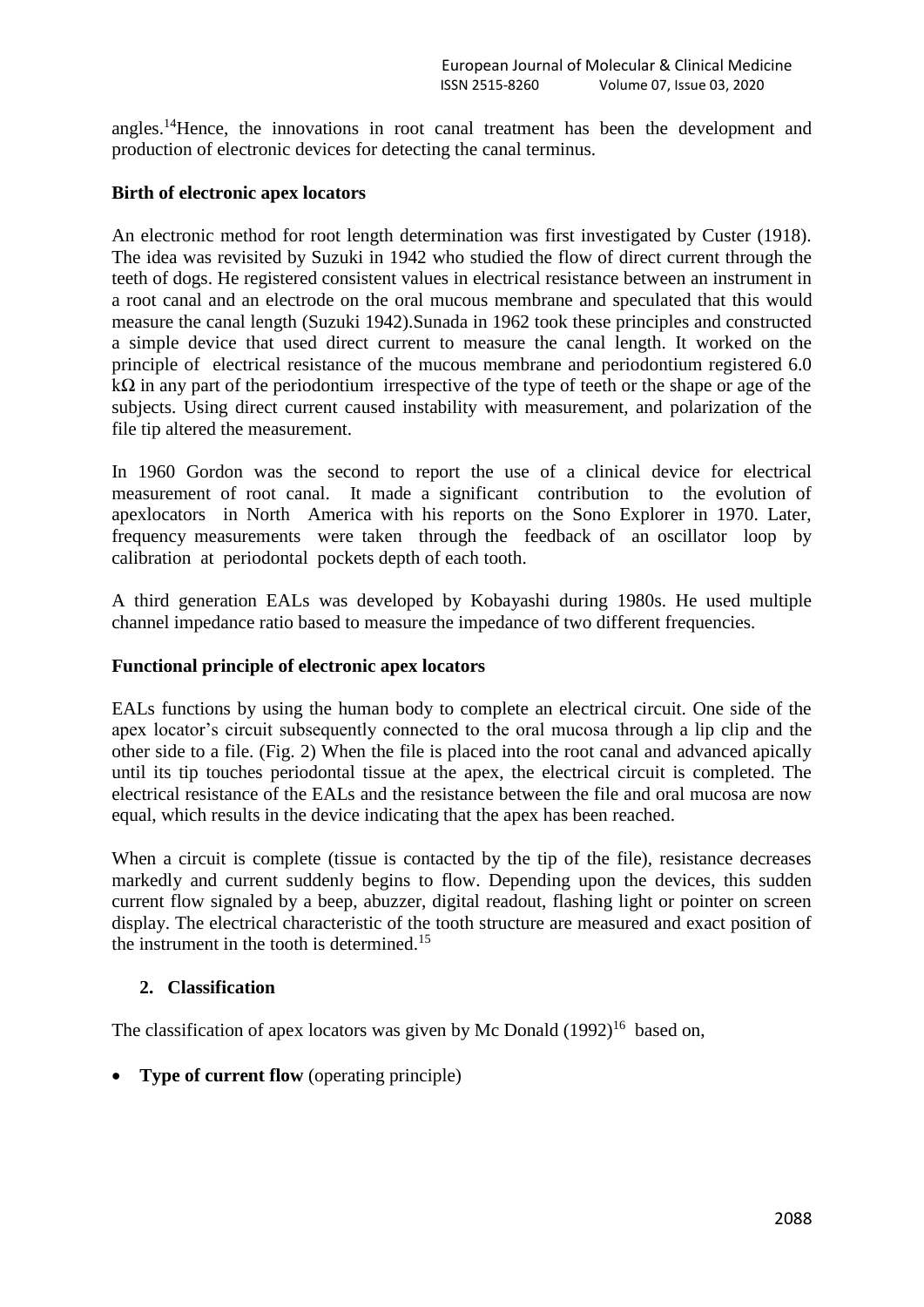angles.[14]Hence, the innovations in root canal treatment has been the development and production of electronic devices for detecting the canal terminus.

**Birth of electronic apex locators**

An electronic method for root length determination was first investigated by Custer (1918). The idea was revisited by Suzuki in 1942 who studied the flow of direct current through the teeth of dogs. He registered consistent values in electrical resistance between an instrument in a root canal and an electrode on the oral mucous membrane and speculated that this would measure the canal length (Suzuki 1942).Sunada in 1962 took these principles and constructed a simple device that used direct current to measure the canal length. It worked on the principle of electrical resistance of the mucous membrane and periodontium registered 6.0 kΩ in any part of the periodontium irrespective of the type of teeth or the shape or age of the subjects. Using direct current caused instability with measurement, and polarization of the file tip altered the measurement.

In 1960 Gordon was the second to report the use of a clinical device for electrical measurement of root canal. It made a significant contribution to the evolution of apexlocators in North America with his reports on the Sono Explorer in 1970. Later, frequency measurements were taken through the feedback of an oscillator loop by calibration at periodontal pockets depth of each tooth.

A third generation EALs was developed by Kobayashi during 1980s. He used multiple channel impedance ratio based to measure the impedance of two different frequencies.

**Functional principle of electronic apex locators**

EALs functions by using the human body to complete an electrical circuit. One side of the apex locator's circuit subsequently connected to the oral mucosa through a lip clip and the other side to a file. (Fig. 2) When the file is placed into the root canal and advanced apically until its tip touches periodontal tissue at the apex, the electrical circuit is completed. The electrical resistance of the EALs and the resistance between the file and oral mucosa are now equal, which results in the device indicating that the apex has been reached.

When a circuit is complete (tissue is contacted by the tip of the file), resistance decreases markedly and current suddenly begins to flow. Depending upon the devices, this sudden current flow signaled by a beep, abuzzer, digital readout, flashing light or pointer on screen display. The electrical characteristic of the tooth structure are measured and exact position of the instrument in the tooth is determined.[15]

## 2. Classification

The classification of apex locators was given by Mc Donald (1992)[16] based on,

- **Type of current flow** (operating principle)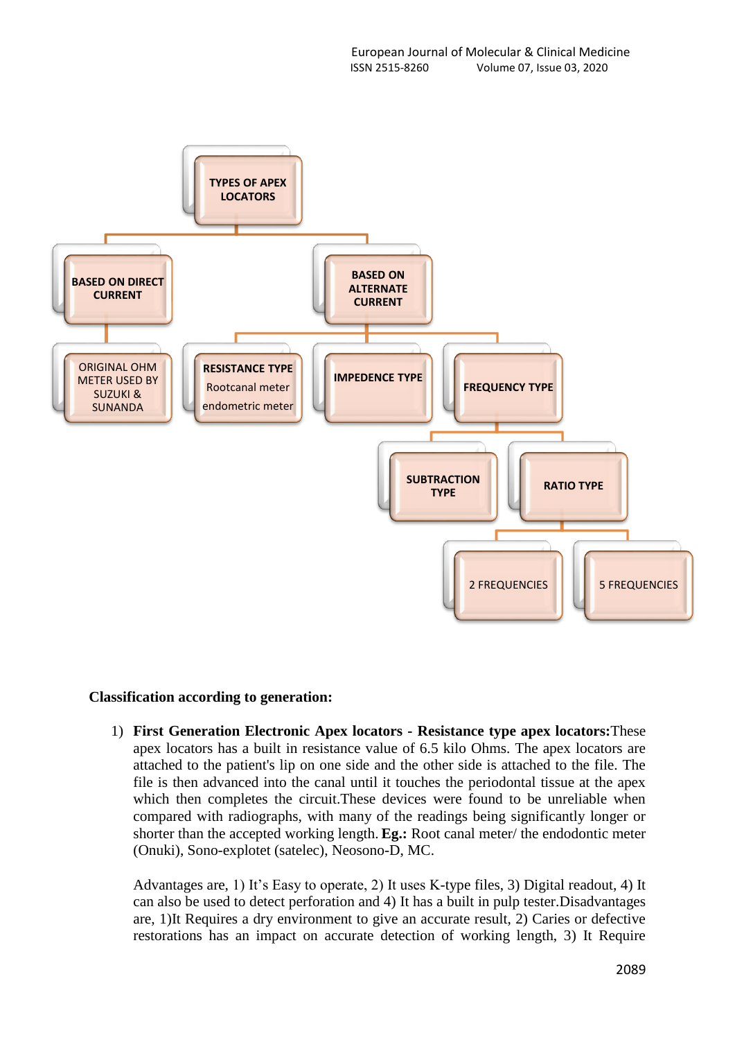- **TYPES OF APEX LOCATORS**
  - **BASED ON DIRECT CURRENT**
    - ORIGINAL OHM METER USED BY SUZUKI & SUNANDA
  - **BASED ON ALTERNATE CURRENT**
    - **RESISTANCE TYPE** Rootcanal meter endometric meter
    - **IMPEDENCE TYPE**
    - **FREQUENCY TYPE**
      - **SUBTRACTION TYPE**
      - **RATIO TYPE**
        - 2 FREQUENCIES
        - 5 FREQUENCIES

**Classification according to generation:**

1) **First Generation Electronic Apex locators - Resistance type apex locators:** These apex locators has a built in resistance value of 6.5 kilo Ohms. The apex locators are attached to the patient's lip on one side and the other side is attached to the file. The file is then advanced into the canal until it touches the periodontal tissue at the apex which then completes the circuit. These devices were found to be unreliable when compared with radiographs, with many of the readings being significantly longer or shorter than the accepted working length. **Eg.:** Root canal meter/ the endodontic meter (Onuki), Sono-explotet (satelec), Neosono-D, MC.

   Advantages are, 1) It's Easy to operate, 2) It uses K-type files, 3) Digital readout, 4) It can also be used to detect perforation and 4) It has a built in pulp tester. Disadvantages are, 1) It Requires a dry environment to give an accurate result, 2) Caries or defective restorations has an impact on accurate detection of working length, 3) It Require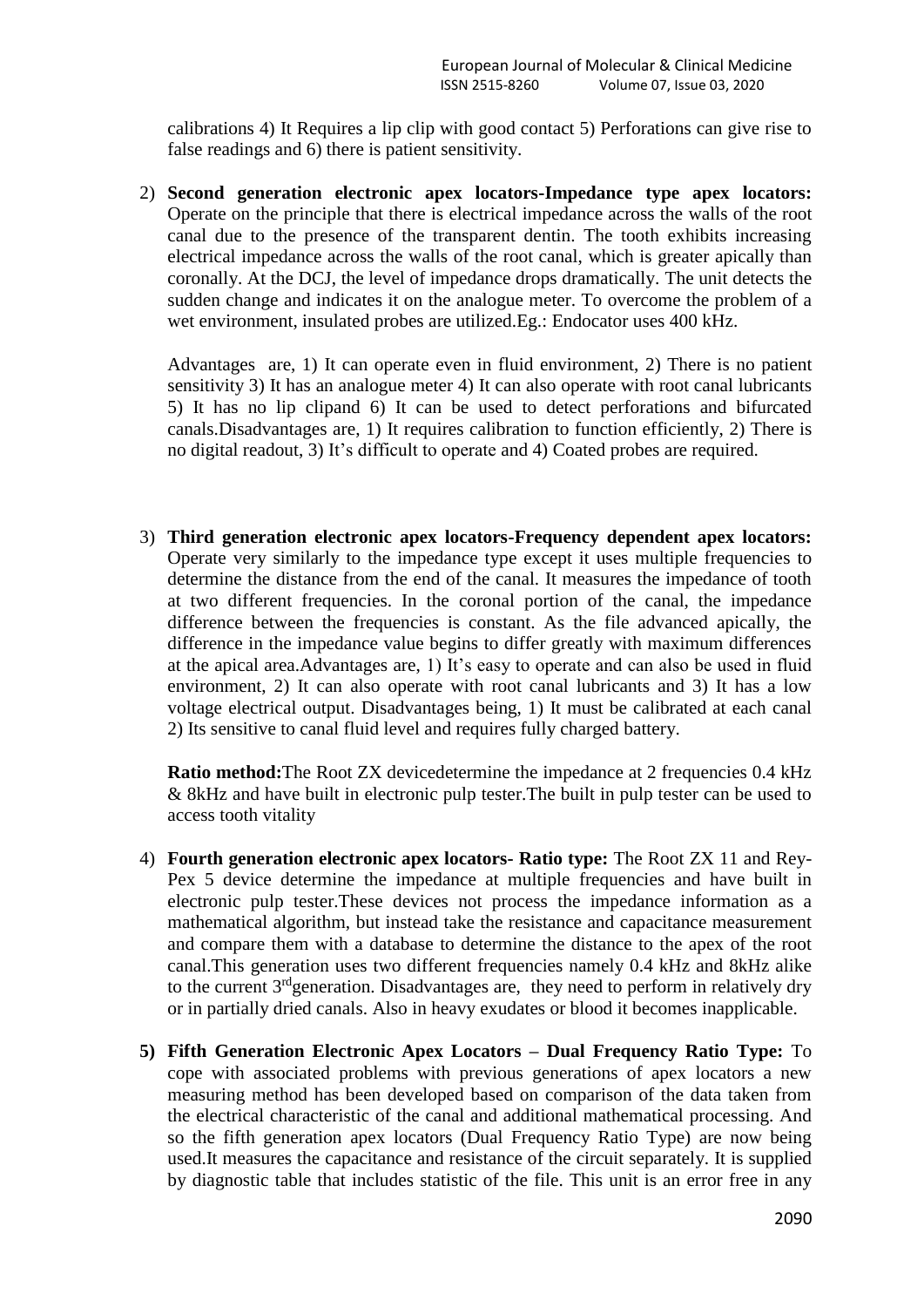calibrations 4) It Requires a lip clip with good contact 5) Perforations can give rise to false readings and 6) there is patient sensitivity.

2) **Second generation electronic apex locators-Impedance type apex locators:** Operate on the principle that there is electrical impedance across the walls of the root canal due to the presence of the transparent dentin. The tooth exhibits increasing electrical impedance across the walls of the root canal, which is greater apically than coronally. At the DCJ, the level of impedance drops dramatically. The unit detects the sudden change and indicates it on the analogue meter. To overcome the problem of a wet environment, insulated probes are utilized.Eg.: Endocator uses 400 kHz.

   Advantages are, 1) It can operate even in fluid environment, 2) There is no patient sensitivity 3) It has an analogue meter 4) It can also operate with root canal lubricants 5) It has no lip clipand 6) It can be used to detect perforations and bifurcated canals.Disadvantages are, 1) It requires calibration to function efficiently, 2) There is no digital readout, 3) It's difficult to operate and 4) Coated probes are required.

3) **Third generation electronic apex locators-Frequency dependent apex locators:** Operate very similarly to the impedance type except it uses multiple frequencies to determine the distance from the end of the canal. It measures the impedance of tooth at two different frequencies. In the coronal portion of the canal, the impedance difference between the frequencies is constant. As the file advanced apically, the difference in the impedance value begins to differ greatly with maximum differences at the apical area.Advantages are, 1) It's easy to operate and can also be used in fluid environment, 2) It can also operate with root canal lubricants and 3) It has a low voltage electrical output. Disadvantages being, 1) It must be calibrated at each canal 2) Its sensitive to canal fluid level and requires fully charged battery.

   **Ratio method:**The Root ZX devicedetermine the impedance at 2 frequencies 0.4 kHz & 8kHz and have built in electronic pulp tester.The built in pulp tester can be used to access tooth vitality

4) **Fourth generation electronic apex locators- Ratio type:** The Root ZX 11 and Rey-Pex 5 device determine the impedance at multiple frequencies and have built in electronic pulp tester.These devices not process the impedance information as a mathematical algorithm, but instead take the resistance and capacitance measurement and compare them with a database to determine the distance to the apex of the root canal.This generation uses two different frequencies namely 0.4 kHz and 8kHz alike to the current 3rdgeneration. Disadvantages are, they need to perform in relatively dry or in partially dried canals. Also in heavy exudates or blood it becomes inapplicable.

5) **Fifth Generation Electronic Apex Locators – Dual Frequency Ratio Type:** To cope with associated problems with previous generations of apex locators a new measuring method has been developed based on comparison of the data taken from the electrical characteristic of the canal and additional mathematical processing. And so the fifth generation apex locators (Dual Frequency Ratio Type) are now being used.It measures the capacitance and resistance of the circuit separately. It is supplied by diagnostic table that includes statistic of the file. This unit is an error free in any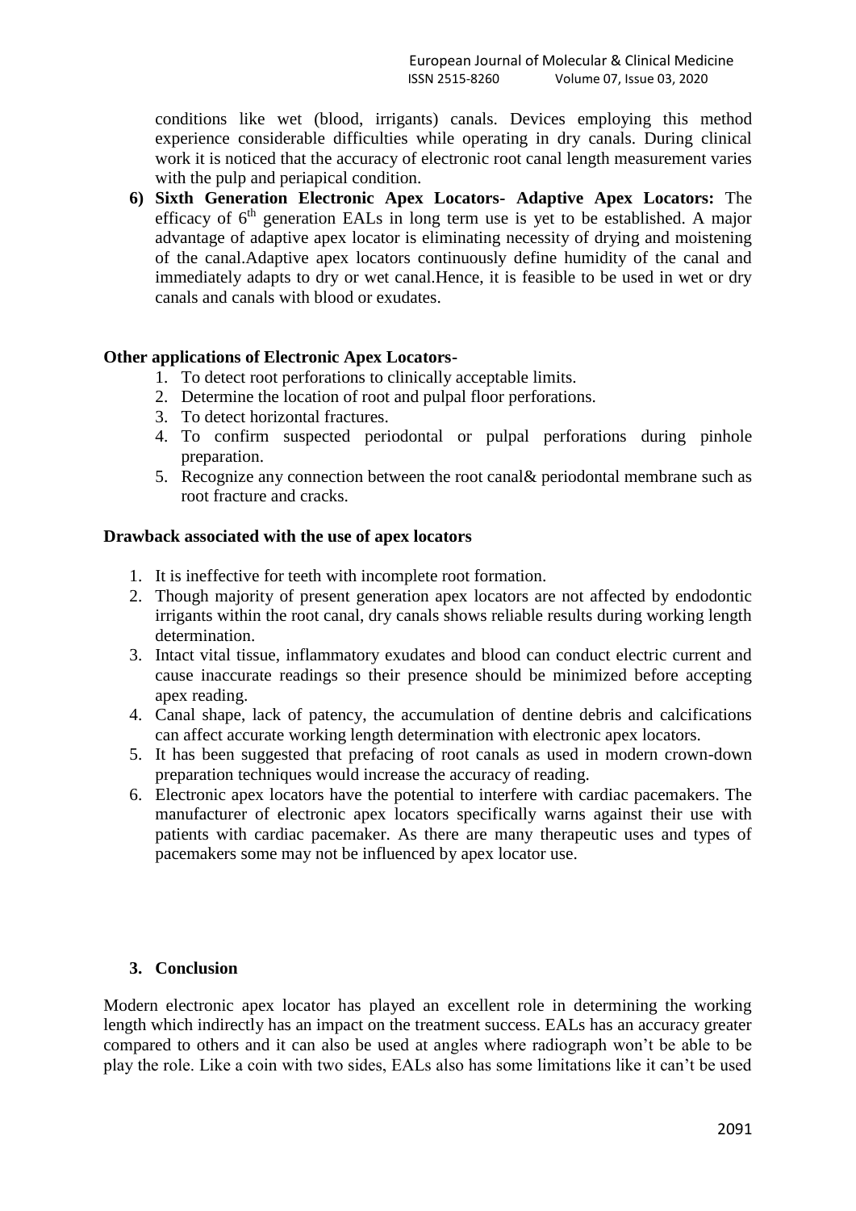conditions like wet (blood, irrigants) canals. Devices employing this method experience considerable difficulties while operating in dry canals. During clinical work it is noticed that the accuracy of electronic root canal length measurement varies with the pulp and periapical condition.

6) **Sixth Generation Electronic Apex Locators- Adaptive Apex Locators:** The efficacy of $6^{th}$ generation EALs in long term use is yet to be established. A major advantage of adaptive apex locator is eliminating necessity of drying and moistening of the canal.Adaptive apex locators continuously define humidity of the canal and immediately adapts to dry or wet canal.Hence, it is feasible to be used in wet or dry canals and canals with blood or exudates.

**Other applications of Electronic Apex Locators-**

1. To detect root perforations to clinically acceptable limits.
2. Determine the location of root and pulpal floor perforations.
3. To detect horizontal fractures.
4. To confirm suspected periodontal or pulpal perforations during pinhole preparation.
5. Recognize any connection between the root canal& periodontal membrane such as root fracture and cracks.

**Drawback associated with the use of apex locators**

1. It is ineffective for teeth with incomplete root formation.
2. Though majority of present generation apex locators are not affected by endodontic irrigants within the root canal, dry canals shows reliable results during working length determination.
3. Intact vital tissue, inflammatory exudates and blood can conduct electric current and cause inaccurate readings so their presence should be minimized before accepting apex reading.
4. Canal shape, lack of patency, the accumulation of dentine debris and calcifications can affect accurate working length determination with electronic apex locators.
5. It has been suggested that prefacing of root canals as used in modern crown-down preparation techniques would increase the accuracy of reading.
6. Electronic apex locators have the potential to interfere with cardiac pacemakers. The manufacturer of electronic apex locators specifically warns against their use with patients with cardiac pacemaker. As there are many therapeutic uses and types of pacemakers some may not be influenced by apex locator use.

## 3. Conclusion

Modern electronic apex locator has played an excellent role in determining the working length which indirectly has an impact on the treatment success. EALs has an accuracy greater compared to others and it can also be used at angles where radiograph won't be able to be play the role. Like a coin with two sides, EALs also has some limitations like it can't be used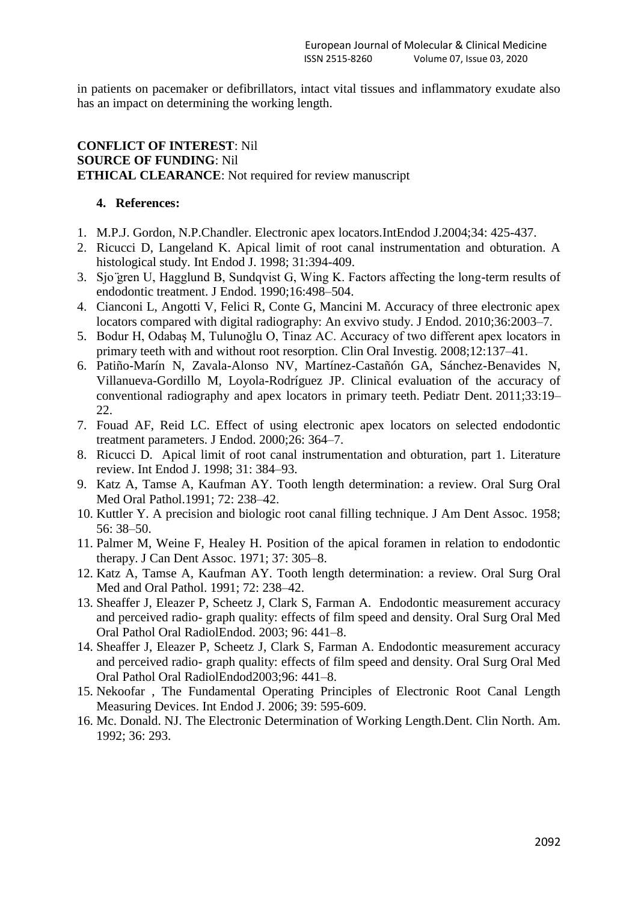in patients on pacemaker or defibrillators, intact vital tissues and inflammatory exudate also has an impact on determining the working length.

**CONFLICT OF INTEREST**: Nil
**SOURCE OF FUNDING**: Nil
**ETHICAL CLEARANCE**: Not required for review manuscript

## 4. References:

1. M.P.J. Gordon, N.P.Chandler. Electronic apex locators.IntEndod J.2004;34: 425-437.
2. Ricucci D, Langeland K. Apical limit of root canal instrumentation and obturation. A histological study. Int Endod J. 1998; 31:394-409.
3. Sjo¨gren U, Hagglund B, Sundqvist G, Wing K. Factors affecting the long-term results of endodontic treatment. J Endod. 1990;16:498–504.
4. Cianconi L, Angotti V, Felici R, Conte G, Mancini M. Accuracy of three electronic apex locators compared with digital radiography: An exvivo study. J Endod. 2010;36:2003–7.
5. Bodur H, Odabaş M, Tulunoğlu O, Tinaz AC. Accuracy of two different apex locators in primary teeth with and without root resorption. Clin Oral Investig. 2008;12:137–41.
6. Patiño-Marín N, Zavala-Alonso NV, Martínez-Castañón GA, Sánchez-Benavides N, Villanueva-Gordillo M, Loyola-Rodríguez JP. Clinical evaluation of the accuracy of conventional radiography and apex locators in primary teeth. Pediatr Dent. 2011;33:19–22.
7. Fouad AF, Reid LC. Effect of using electronic apex locators on selected endodontic treatment parameters. J Endod. 2000;26: 364–7.
8. Ricucci D. Apical limit of root canal instrumentation and obturation, part 1. Literature review. Int Endod J. 1998; 31: 384–93.
9. Katz A, Tamse A, Kaufman AY. Tooth length determination: a review. Oral Surg Oral Med Oral Pathol.1991; 72: 238–42.
10. Kuttler Y. A precision and biologic root canal filling technique. J Am Dent Assoc. 1958; 56: 38–50.
11. Palmer M, Weine F, Healey H. Position of the apical foramen in relation to endodontic therapy. J Can Dent Assoc. 1971; 37: 305–8.
12. Katz A, Tamse A, Kaufman AY. Tooth length determination: a review. Oral Surg Oral Med and Oral Pathol. 1991; 72: 238–42.
13. Sheaffer J, Eleazer P, Scheetz J, Clark S, Farman A. Endodontic measurement accuracy and perceived radio- graph quality: effects of film speed and density. Oral Surg Oral Med Oral Pathol Oral RadiolEndod. 2003; 96: 441–8.
14. Sheaffer J, Eleazer P, Scheetz J, Clark S, Farman A. Endodontic measurement accuracy and perceived radio- graph quality: effects of film speed and density. Oral Surg Oral Med Oral Pathol Oral RadiolEndod2003;96: 441–8.
15. Nekoofar , The Fundamental Operating Principles of Electronic Root Canal Length Measuring Devices. Int Endod J. 2006; 39: 595-609.
16. Mc. Donald. NJ. The Electronic Determination of Working Length.Dent. Clin North. Am. 1992; 36: 293.